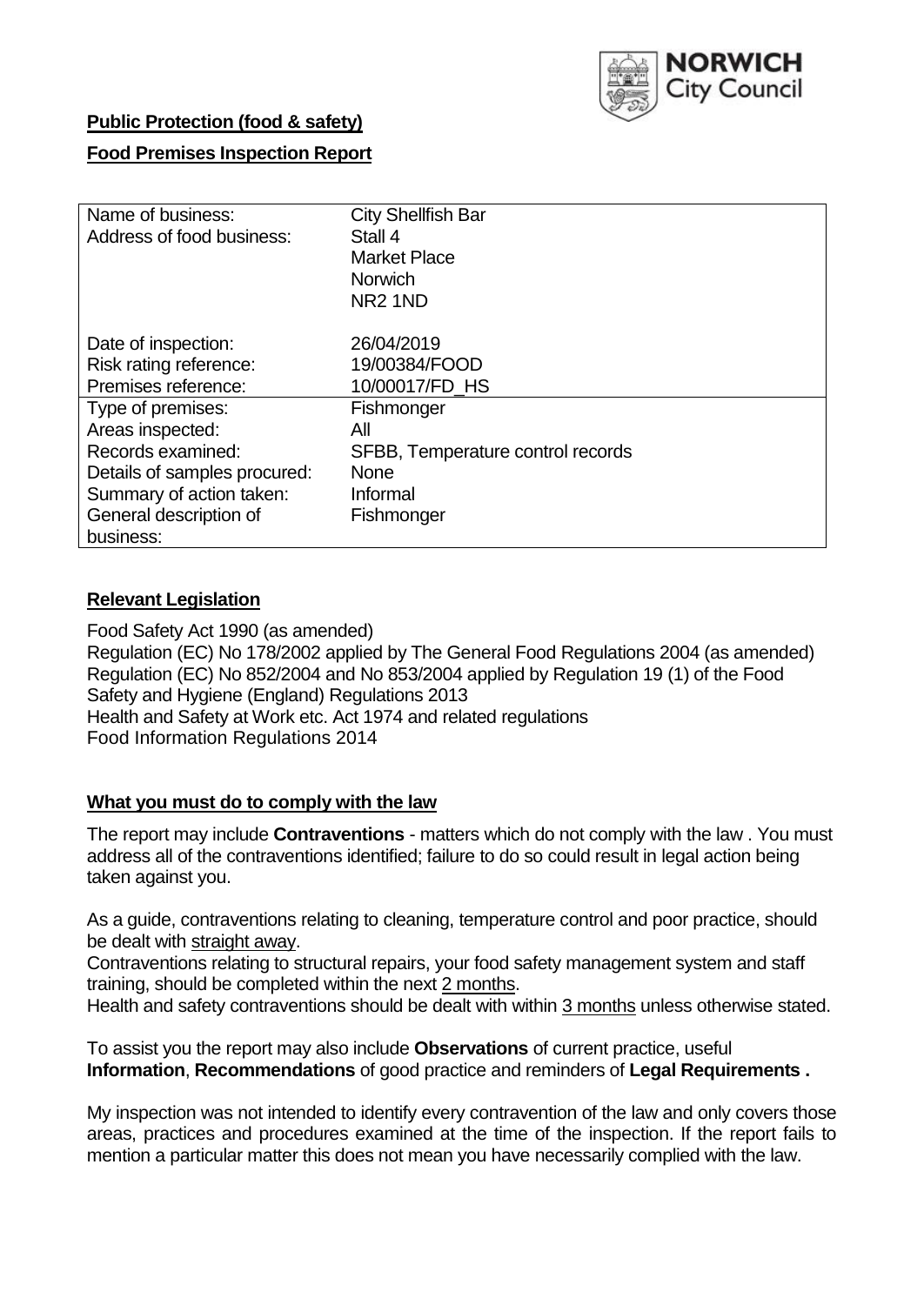NORWICH City Council

**Public Protection (food & safety)**

**Food Premises Inspection Report**

| Name of business: | City Shellfish Bar |
|---|---|
| Address of food business: | Stall 4<br>Market Place<br>Norwich<br>NR2 1ND |
| Date of inspection: | 26/04/2019 |
| Risk rating reference: | 19/00384/FOOD |
| Premises reference: | 10/00017/FD_HS |
| Type of premises: | Fishmonger |
| Areas inspected: | All |
| Records examined: | SFBB, Temperature control records |
| Details of samples procured: | None |
| Summary of action taken: | Informal |
| General description of business: | Fishmonger |

## Relevant Legislation

Food Safety Act 1990 (as amended)
Regulation (EC) No 178/2002 applied by The General Food Regulations 2004 (as amended)
Regulation (EC) No 852/2004 and No 853/2004 applied by Regulation 19 (1) of the Food Safety and Hygiene (England) Regulations 2013
Health and Safety at Work etc. Act 1974 and related regulations
Food Information Regulations 2014

## What you must do to comply with the law

The report may include **Contraventions** - matters which do not comply with the law . You must address all of the contraventions identified; failure to do so could result in legal action being taken against you.

As a guide, contraventions relating to cleaning, temperature control and poor practice, should be dealt with straight away.

Contraventions relating to structural repairs, your food safety management system and staff training, should be completed within the next 2 months.

Health and safety contraventions should be dealt with within 3 months unless otherwise stated.

To assist you the report may also include **Observations** of current practice, useful **Information**, **Recommendations** of good practice and reminders of **Legal Requirements .**

My inspection was not intended to identify every contravention of the law and only covers those areas, practices and procedures examined at the time of the inspection. If the report fails to mention a particular matter this does not mean you have necessarily complied with the law.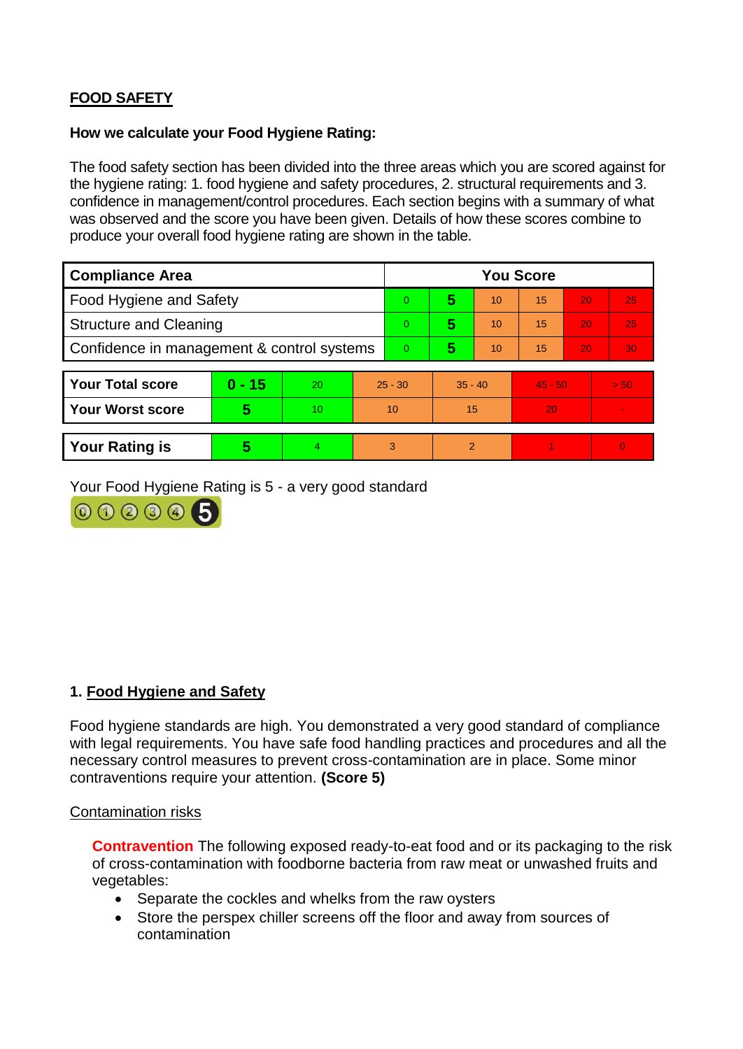## FOOD SAFETY

**How we calculate your Food Hygiene Rating:**

The food safety section has been divided into the three areas which you are scored against for the hygiene rating: 1. food hygiene and safety procedures, 2. structural requirements and 3. confidence in management/control procedures. Each section begins with a summary of what was observed and the score you have been given. Details of how these scores combine to produce your overall food hygiene rating are shown in the table.

| Compliance Area | You Score | | | | | |
|---|---|---|---|---|---|---|
| Food Hygiene and Safety | 0 | **5** | 10 | 15 | 20 | 25 |
| Structure and Cleaning | 0 | **5** | 10 | 15 | 20 | 25 |
| Confidence in management & control systems | 0 | **5** | 10 | 15 | 20 | 30 |

| | | | | | | |
|---|---|---|---|---|---|---|
| **Your Total score** | **0 - 15** | 20 | 25 - 30 | 35 - 40 | 45 - 50 | > 50 |
| **Your Worst score** | **5** | 10 | 10 | 15 | 20 | - |
| **Your Rating is** | **5** | 4 | 3 | 2 | 1 | 0 |

Your Food Hygiene Rating is 5 - a very good standard

### 1. Food Hygiene and Safety

Food hygiene standards are high. You demonstrated a very good standard of compliance with legal requirements. You have safe food handling practices and procedures and all the necessary control measures to prevent cross-contamination are in place. Some minor contraventions require your attention. **(Score 5)**

Contamination risks

**Contravention** The following exposed ready-to-eat food and or its packaging to the risk of cross-contamination with foodborne bacteria from raw meat or unwashed fruits and vegetables:

- Separate the cockles and whelks from the raw oysters
- Store the perspex chiller screens off the floor and away from sources of contamination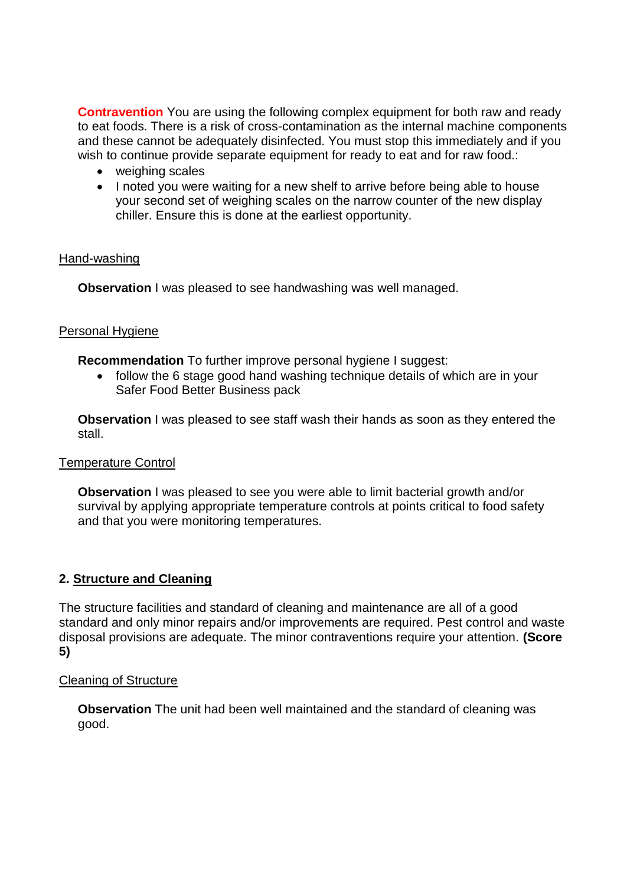**Contravention** You are using the following complex equipment for both raw and ready to eat foods. There is a risk of cross-contamination as the internal machine components and these cannot be adequately disinfected. You must stop this immediately and if you wish to continue provide separate equipment for ready to eat and for raw food.:

- weighing scales
- I noted you were waiting for a new shelf to arrive before being able to house your second set of weighing scales on the narrow counter of the new display chiller. Ensure this is done at the earliest opportunity.

Hand-washing

**Observation** I was pleased to see handwashing was well managed.

Personal Hygiene

**Recommendation** To further improve personal hygiene I suggest:

- follow the 6 stage good hand washing technique details of which are in your Safer Food Better Business pack

**Observation** I was pleased to see staff wash their hands as soon as they entered the stall.

Temperature Control

**Observation** I was pleased to see you were able to limit bacterial growth and/or survival by applying appropriate temperature controls at points critical to food safety and that you were monitoring temperatures.

## 2. Structure and Cleaning

The structure facilities and standard of cleaning and maintenance are all of a good standard and only minor repairs and/or improvements are required. Pest control and waste disposal provisions are adequate. The minor contraventions require your attention. **(Score 5)**

Cleaning of Structure

**Observation** The unit had been well maintained and the standard of cleaning was good.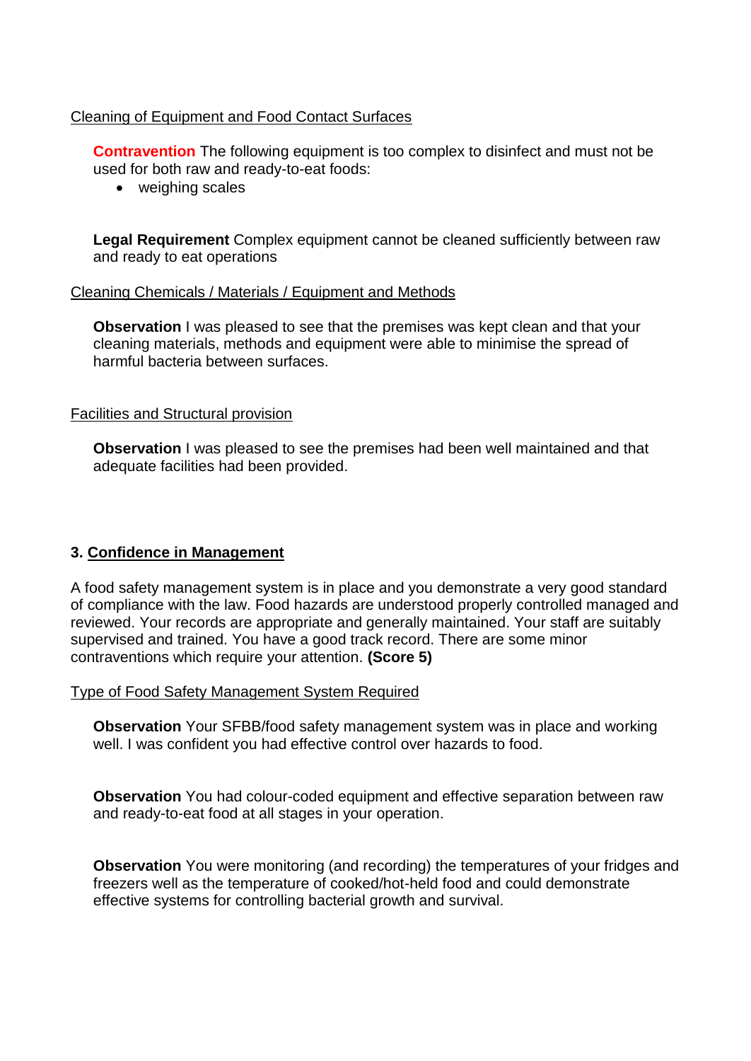Cleaning of Equipment and Food Contact Surfaces

**Contravention** The following equipment is too complex to disinfect and must not be used for both raw and ready-to-eat foods:

- weighing scales

**Legal Requirement** Complex equipment cannot be cleaned sufficiently between raw and ready to eat operations

Cleaning Chemicals / Materials / Equipment and Methods

**Observation** I was pleased to see that the premises was kept clean and that your cleaning materials, methods and equipment were able to minimise the spread of harmful bacteria between surfaces.

Facilities and Structural provision

**Observation** I was pleased to see the premises had been well maintained and that adequate facilities had been provided.

## 3. Confidence in Management

A food safety management system is in place and you demonstrate a very good standard of compliance with the law. Food hazards are understood properly controlled managed and reviewed. Your records are appropriate and generally maintained. Your staff are suitably supervised and trained. You have a good track record. There are some minor contraventions which require your attention. **(Score 5)**

Type of Food Safety Management System Required

**Observation** Your SFBB/food safety management system was in place and working well. I was confident you had effective control over hazards to food.

**Observation** You had colour-coded equipment and effective separation between raw and ready-to-eat food at all stages in your operation.

**Observation** You were monitoring (and recording) the temperatures of your fridges and freezers well as the temperature of cooked/hot-held food and could demonstrate effective systems for controlling bacterial growth and survival.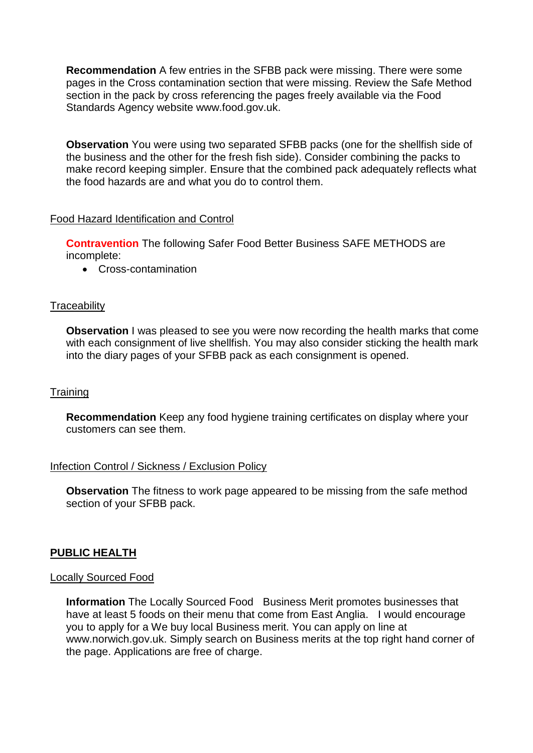**Recommendation** A few entries in the SFBB pack were missing. There were some pages in the Cross contamination section that were missing. Review the Safe Method section in the pack by cross referencing the pages freely available via the Food Standards Agency website www.food.gov.uk.

**Observation** You were using two separated SFBB packs (one for the shellfish side of the business and the other for the fresh fish side). Consider combining the packs to make record keeping simpler. Ensure that the combined pack adequately reflects what the food hazards are and what you do to control them.

Food Hazard Identification and Control

**Contravention** The following Safer Food Better Business SAFE METHODS are incomplete:

- Cross-contamination

Traceability

**Observation** I was pleased to see you were now recording the health marks that come with each consignment of live shellfish. You may also consider sticking the health mark into the diary pages of your SFBB pack as each consignment is opened.

Training

**Recommendation** Keep any food hygiene training certificates on display where your customers can see them.

Infection Control / Sickness / Exclusion Policy

**Observation** The fitness to work page appeared to be missing from the safe method section of your SFBB pack.

## PUBLIC HEALTH

Locally Sourced Food

**Information** The Locally Sourced Food Business Merit promotes businesses that have at least 5 foods on their menu that come from East Anglia. I would encourage you to apply for a We buy local Business merit. You can apply on line at www.norwich.gov.uk. Simply search on Business merits at the top right hand corner of the page. Applications are free of charge.